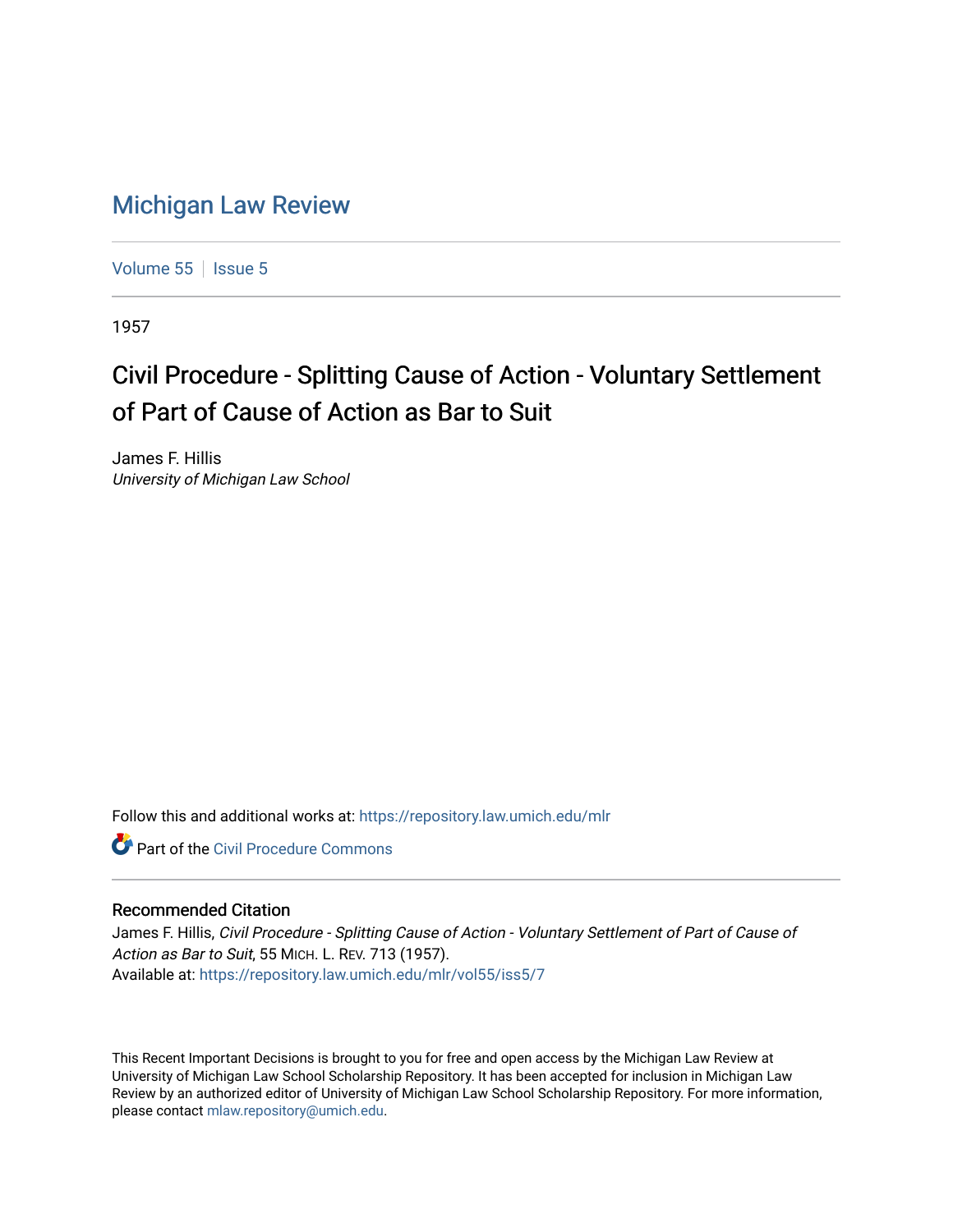# Michigan Law Review

Volume 55 | Issue 5

1957

## Civil Procedure - Splitting Cause of Action - Voluntary Settlement of Part of Cause of Action as Bar to Suit

James F. Hillis
*University of Michigan Law School*

Follow this and additional works at: https://repository.law.umich.edu/mlr

Part of the Civil Procedure Commons

### Recommended Citation

James F. Hillis, *Civil Procedure - Splitting Cause of Action - Voluntary Settlement of Part of Cause of Action as Bar to Suit*, 55 MICH. L. REV. 713 (1957).
Available at: https://repository.law.umich.edu/mlr/vol55/iss5/7

This Recent Important Decisions is brought to you for free and open access by the Michigan Law Review at University of Michigan Law School Scholarship Repository. It has been accepted for inclusion in Michigan Law Review by an authorized editor of University of Michigan Law School Scholarship Repository. For more information, please contact mlaw.repository@umich.edu.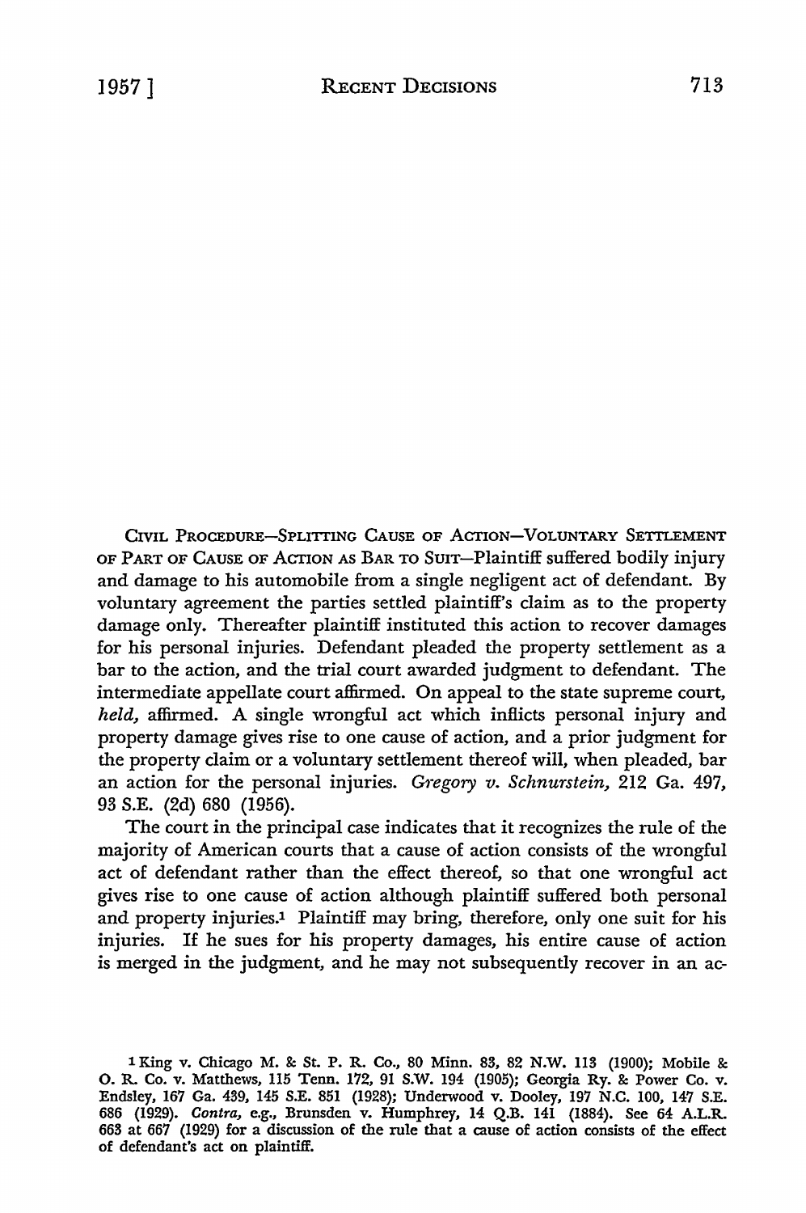CIVIL PROCEDURE—SPLITTING CAUSE OF ACTION—VOLUNTARY SETTLEMENT OF PART OF CAUSE OF ACTION AS BAR TO SUIT—Plaintiff suffered bodily injury and damage to his automobile from a single negligent act of defendant. By voluntary agreement the parties settled plaintiff's claim as to the property damage only. Thereafter plaintiff instituted this action to recover damages for his personal injuries. Defendant pleaded the property settlement as a bar to the action, and the trial court awarded judgment to defendant. The intermediate appellate court affirmed. On appeal to the state supreme court, *held,* affirmed. A single wrongful act which inflicts personal injury and property damage gives rise to one cause of action, and a prior judgment for the property claim or a voluntary settlement thereof will, when pleaded, bar an action for the personal injuries. *Gregory v. Schnurstein,* 212 Ga. 497, 93 S.E. (2d) 680 (1956).

The court in the principal case indicates that it recognizes the rule of the majority of American courts that a cause of action consists of the wrongful act of defendant rather than the effect thereof, so that one wrongful act gives rise to one cause of action although plaintiff suffered both personal and property injuries.[1] Plaintiff may bring, therefore, only one suit for his injuries. If he sues for his property damages, his entire cause of action is merged in the judgment, and he may not subsequently recover in an ac-

---

[1] King v. Chicago M. & St. P. R. Co., 80 Minn. 83, 82 N.W. 113 (1900); Mobile & O. R. Co. v. Matthews, 115 Tenn. 172, 91 S.W. 194 (1905); Georgia Ry. & Power Co. v. Endsley, 167 Ga. 439, 145 S.E. 851 (1928); Underwood v. Dooley, 197 N.C. 100, 147 S.E. 686 (1929). *Contra,* e.g., Brunsden v. Humphrey, 14 Q.B. 141 (1884). See 64 A.L.R. 663 at 667 (1929) for a discussion of the rule that a cause of action consists of the effect of defendant's act on plaintiff.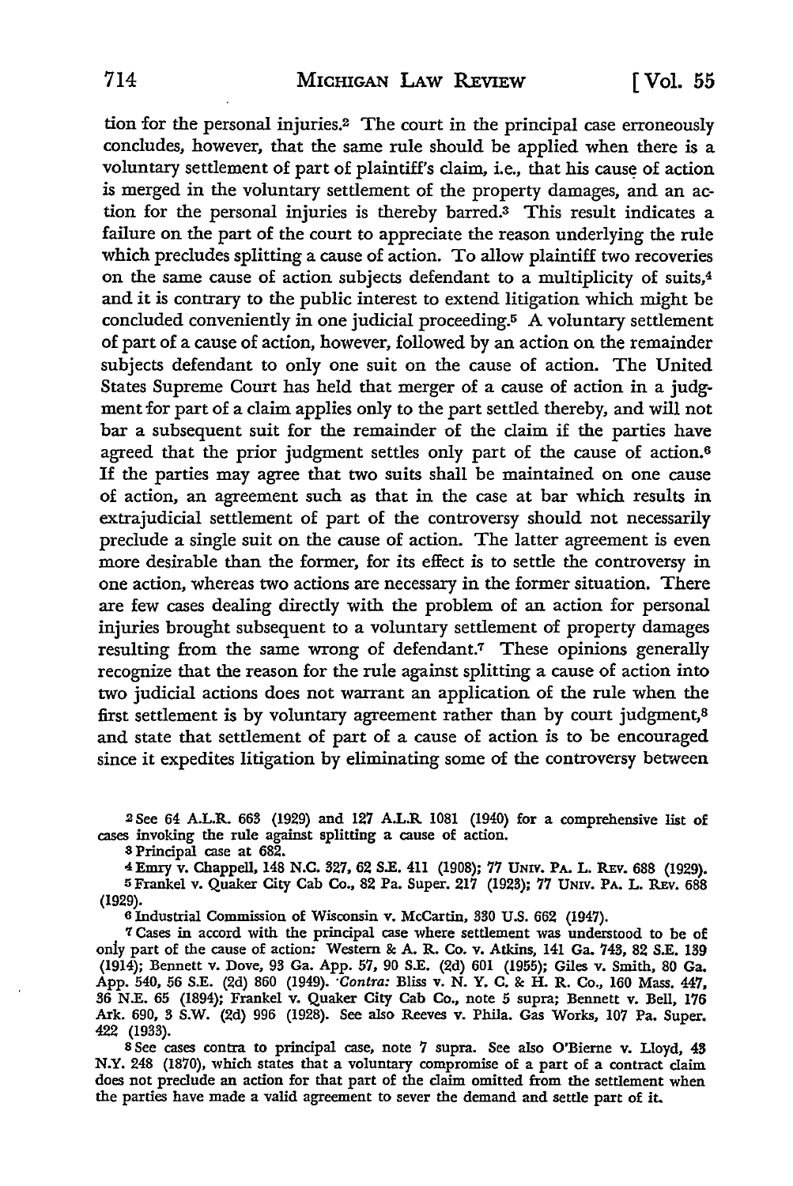tion for the personal injuries.[2] The court in the principal case erroneously concludes, however, that the same rule should be applied when there is a voluntary settlement of part of plaintiff's claim, i.e., that his cause of action is merged in the voluntary settlement of the property damages, and an action for the personal injuries is thereby barred.[3] This result indicates a failure on the part of the court to appreciate the reason underlying the rule which precludes splitting a cause of action. To allow plaintiff two recoveries on the same cause of action subjects defendant to a multiplicity of suits,[4] and it is contrary to the public interest to extend litigation which might be concluded conveniently in one judicial proceeding.[5] A voluntary settlement of part of a cause of action, however, followed by an action on the remainder subjects defendant to only one suit on the cause of action. The United States Supreme Court has held that merger of a cause of action in a judgment for part of a claim applies only to the part settled thereby, and will not bar a subsequent suit for the remainder of the claim if the parties have agreed that the prior judgment settles only part of the cause of action.[6] If the parties may agree that two suits shall be maintained on one cause of action, an agreement such as that in the case at bar which results in extrajudicial settlement of part of the controversy should not necessarily preclude a single suit on the cause of action. The latter agreement is even more desirable than the former, for its effect is to settle the controversy in one action, whereas two actions are necessary in the former situation. There are few cases dealing directly with the problem of an action for personal injuries brought subsequent to a voluntary settlement of property damages resulting from the same wrong of defendant.[7] These opinions generally recognize that the reason for the rule against splitting a cause of action into two judicial actions does not warrant an application of the rule when the first settlement is by voluntary agreement rather than by court judgment,[8] and state that settlement of part of a cause of action is to be encouraged since it expedites litigation by eliminating some of the controversy between

---

[2] See 64 A.L.R. 663 (1929) and 127 A.L.R. 1081 (1940) for a comprehensive list of cases invoking the rule against splitting a cause of action.

[3] Principal case at 682.

[4] Emry v. Chappell, 148 N.C. 327, 62 S.E. 411 (1908); 77 UNIV. PA. L. REV. 688 (1929).

[5] Frankel v. Quaker City Cab Co., 82 Pa. Super. 217 (1923); 77 UNIV. PA. L. REV. 688 (1929).

[6] Industrial Commission of Wisconsin v. McCartin, 330 U.S. 662 (1947).

[7] Cases in accord with the principal case where settlement was understood to be of only part of the cause of action: Western & A. R. Co. v. Atkins, 141 Ga. 743, 82 S.E. 139 (1914); Bennett v. Dove, 93 Ga. App. 57, 90 S.E. (2d) 601 (1955); Giles v. Smith, 80 Ga. App. 540, 56 S.E. (2d) 860 (1949). *Contra:* Bliss v. N. Y. C. & H. R. Co., 160 Mass. 447, 36 N.E. 65 (1894); Frankel v. Quaker City Cab Co., note 5 supra; Bennett v. Bell, 176 Ark. 690, 3 S.W. (2d) 996 (1928). See also Reeves v. Phila. Gas Works, 107 Pa. Super. 422 (1933).

[8] See cases contra to principal case, note 7 supra. See also O'Bierne v. Lloyd, 43 N.Y. 248 (1870), which states that a voluntary compromise of a part of a contract claim does not preclude an action for that part of the claim omitted from the settlement when the parties have made a valid agreement to sever the demand and settle part of it.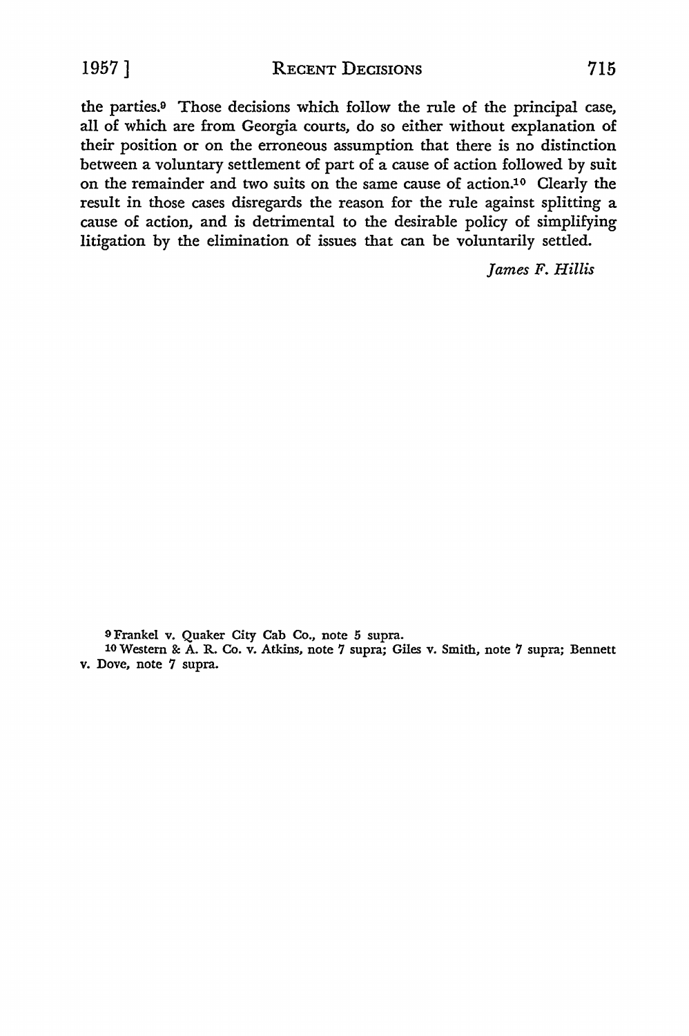the parties.[9] Those decisions which follow the rule of the principal case, all of which are from Georgia courts, do so either without explanation of their position or on the erroneous assumption that there is no distinction between a voluntary settlement of part of a cause of action followed by suit on the remainder and two suits on the same cause of action.[10] Clearly the result in those cases disregards the reason for the rule against splitting a cause of action, and is detrimental to the desirable policy of simplifying litigation by the elimination of issues that can be voluntarily settled.

*James F. Hillis*

[9] Frankel v. Quaker City Cab Co., note 5 supra.

[10] Western & A. R. Co. v. Atkins, note 7 supra; Giles v. Smith, note 7 supra; Bennett v. Dove, note 7 supra.